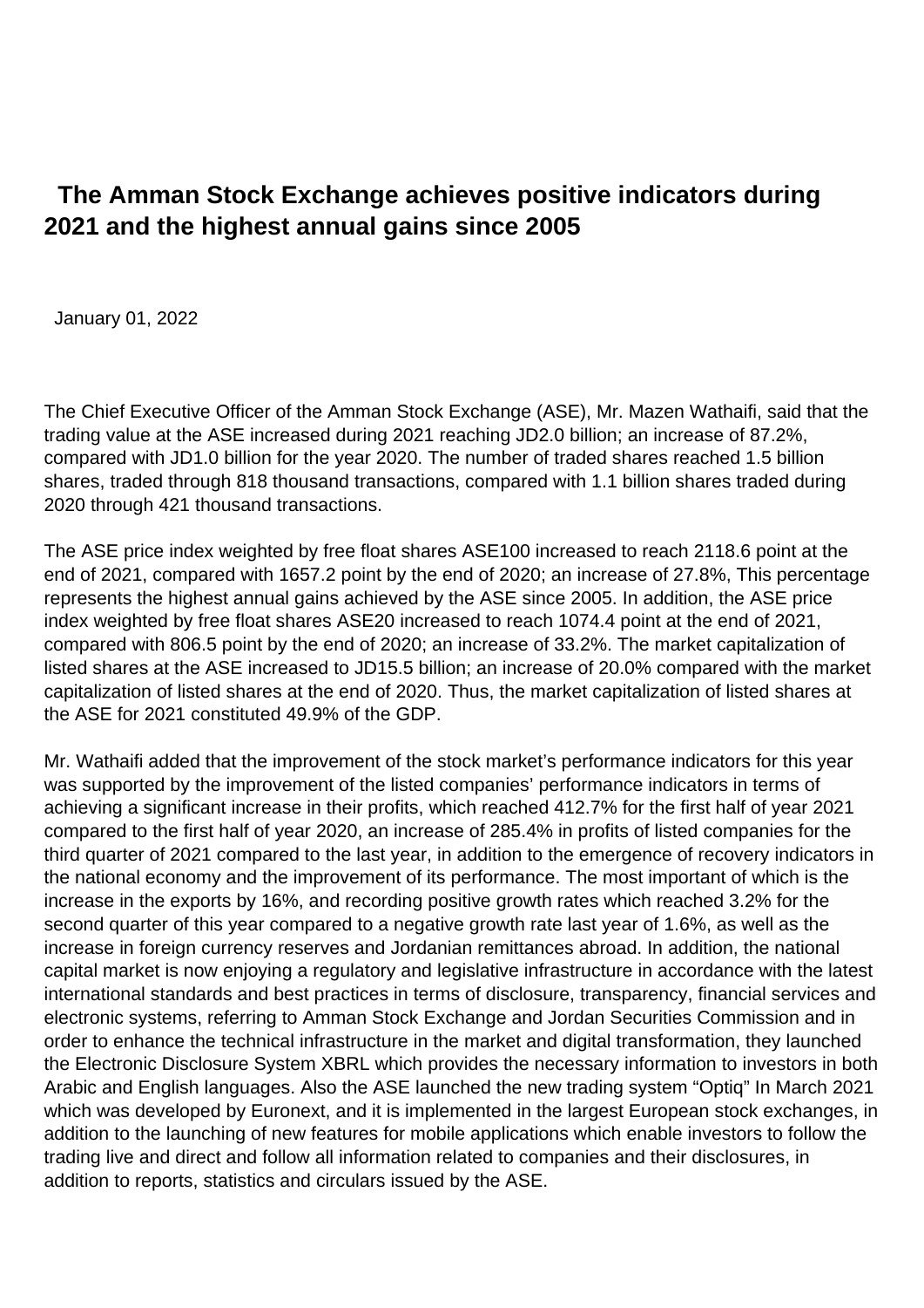# The Amman Stock Exchange achieves positive indicators during 2021 and the highest annual gains since 2005

January 01, 2022

The Chief Executive Officer of the Amman Stock Exchange (ASE), Mr. Mazen Wathaifi, said that the trading value at the ASE increased during 2021 reaching JD2.0 billion; an increase of 87.2%, compared with JD1.0 billion for the year 2020. The number of traded shares reached 1.5 billion shares, traded through 818 thousand transactions, compared with 1.1 billion shares traded during 2020 through 421 thousand transactions.

The ASE price index weighted by free float shares ASE100 increased to reach 2118.6 point at the end of 2021, compared with 1657.2 point by the end of 2020; an increase of 27.8%, This percentage represents the highest annual gains achieved by the ASE since 2005. In addition, the ASE price index weighted by free float shares ASE20 increased to reach 1074.4 point at the end of 2021, compared with 806.5 point by the end of 2020; an increase of 33.2%. The market capitalization of listed shares at the ASE increased to JD15.5 billion; an increase of 20.0% compared with the market capitalization of listed shares at the end of 2020. Thus, the market capitalization of listed shares at the ASE for 2021 constituted 49.9% of the GDP.

Mr. Wathaifi added that the improvement of the stock market's performance indicators for this year was supported by the improvement of the listed companies' performance indicators in terms of achieving a significant increase in their profits, which reached 412.7% for the first half of year 2021 compared to the first half of year 2020, an increase of 285.4% in profits of listed companies for the third quarter of 2021 compared to the last year, in addition to the emergence of recovery indicators in the national economy and the improvement of its performance. The most important of which is the increase in the exports by 16%, and recording positive growth rates which reached 3.2% for the second quarter of this year compared to a negative growth rate last year of 1.6%, as well as the increase in foreign currency reserves and Jordanian remittances abroad. In addition, the national capital market is now enjoying a regulatory and legislative infrastructure in accordance with the latest international standards and best practices in terms of disclosure, transparency, financial services and electronic systems, referring to Amman Stock Exchange and Jordan Securities Commission and in order to enhance the technical infrastructure in the market and digital transformation, they launched the Electronic Disclosure System XBRL which provides the necessary information to investors in both Arabic and English languages. Also the ASE launched the new trading system "Optiq" In March 2021 which was developed by Euronext, and it is implemented in the largest European stock exchanges, in addition to the launching of new features for mobile applications which enable investors to follow the trading live and direct and follow all information related to companies and their disclosures, in addition to reports, statistics and circulars issued by the ASE.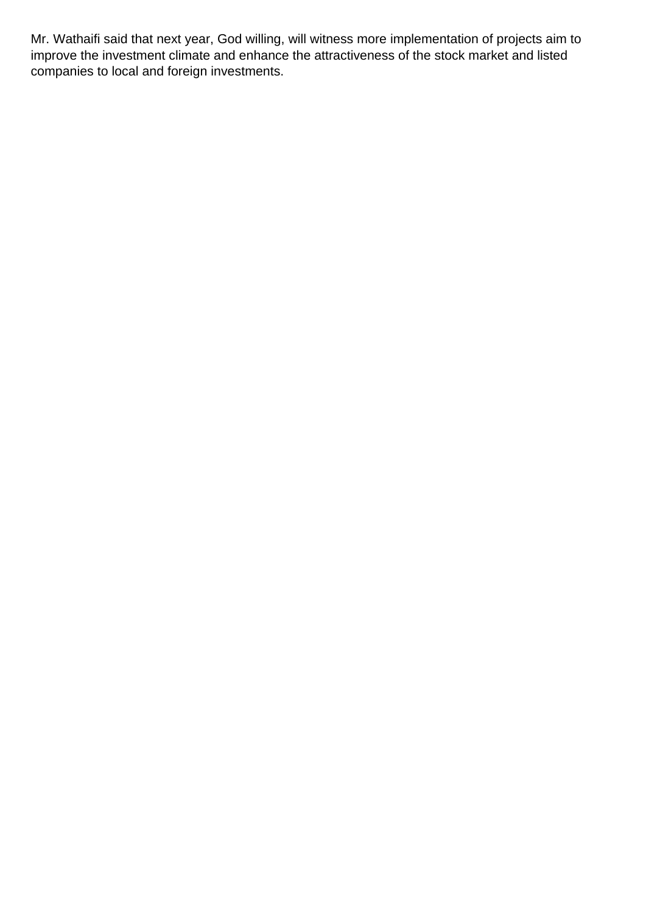Mr. Wathaifi said that next year, God willing, will witness more implementation of projects aim to improve the investment climate and enhance the attractiveness of the stock market and listed companies to local and foreign investments.